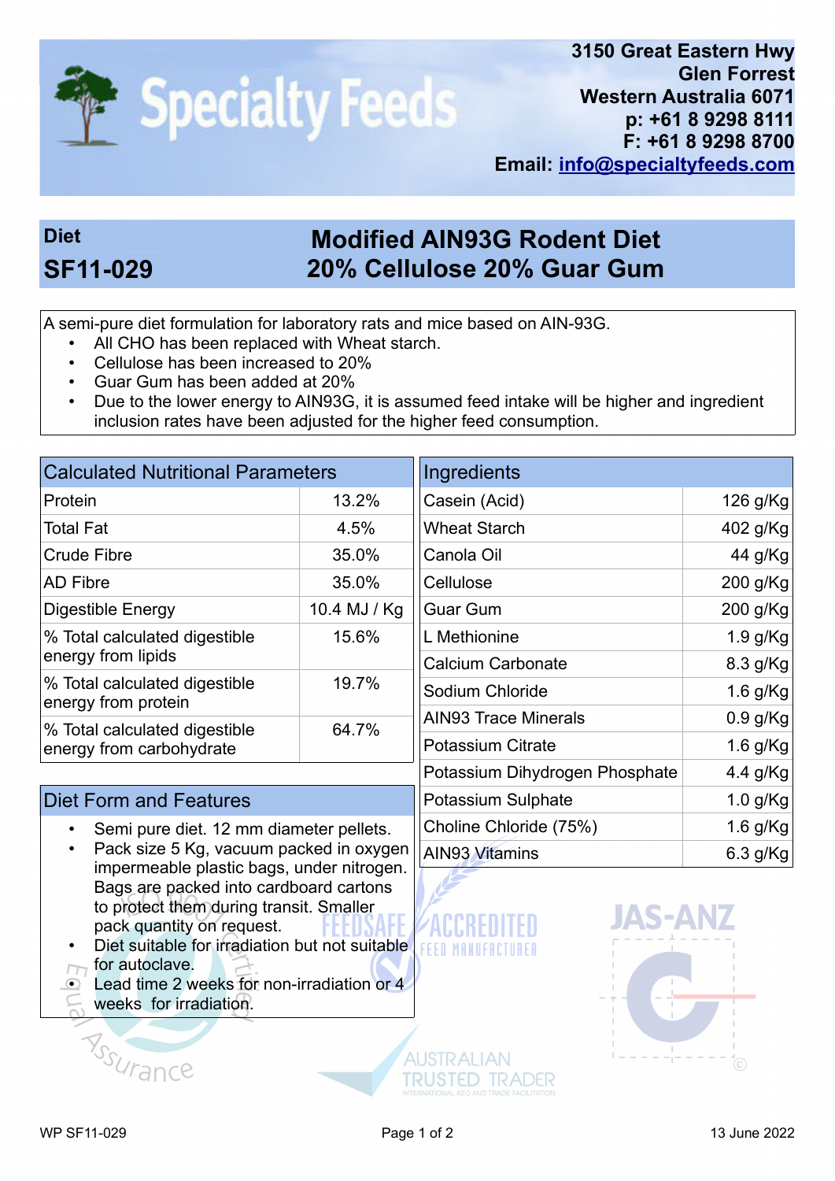**Specialty Feeds**

3150 Great Eastern Hwy
Glen Forrest
Western Australia 6071
p: +61 8 9298 8111
F: +61 8 9298 8700
Email: info@specialtyfeeds.com

## Diet SF11-029

## Modified AIN93G Rodent Diet 20% Cellulose 20% Guar Gum

A semi-pure diet formulation for laboratory rats and mice based on AIN-93G.

- All CHO has been replaced with Wheat starch.
- Cellulose has been increased to 20%
- Guar Gum has been added at 20%
- Due to the lower energy to AIN93G, it is assumed feed intake will be higher and ingredient inclusion rates have been adjusted for the higher feed consumption.

| Calculated Nutritional Parameters | |
|---|---|
| Protein | 13.2% |
| Total Fat | 4.5% |
| Crude Fibre | 35.0% |
| AD Fibre | 35.0% |
| Digestible Energy | 10.4 MJ / Kg |
| % Total calculated digestible energy from lipids | 15.6% |
| % Total calculated digestible energy from protein | 19.7% |
| % Total calculated digestible energy from carbohydrate | 64.7% |

| Ingredients | |
|---|---|
| Casein (Acid) | 126 g/Kg |
| Wheat Starch | 402 g/Kg |
| Canola Oil | 44 g/Kg |
| Cellulose | 200 g/Kg |
| Guar Gum | 200 g/Kg |
| L Methionine | 1.9 g/Kg |
| Calcium Carbonate | 8.3 g/Kg |
| Sodium Chloride | 1.6 g/Kg |
| AIN93 Trace Minerals | 0.9 g/Kg |
| Potassium Citrate | 1.6 g/Kg |
| Potassium Dihydrogen Phosphate | 4.4 g/Kg |
| Potassium Sulphate | 1.0 g/Kg |
| Choline Chloride (75%) | 1.6 g/Kg |
| AIN93 Vitamins | 6.3 g/Kg |

### Diet Form and Features

- Semi pure diet. 12 mm diameter pellets.
- Pack size 5 Kg, vacuum packed in oxygen impermeable plastic bags, under nitrogen. Bags are packed into cardboard cartons to protect them during transit. Smaller pack quantity on request.
- Diet suitable for irradiation but not suitable for autoclave.
- Lead time 2 weeks for non-irradiation or 4 weeks for irradiation.

WP SF11-029 — 13 June 2022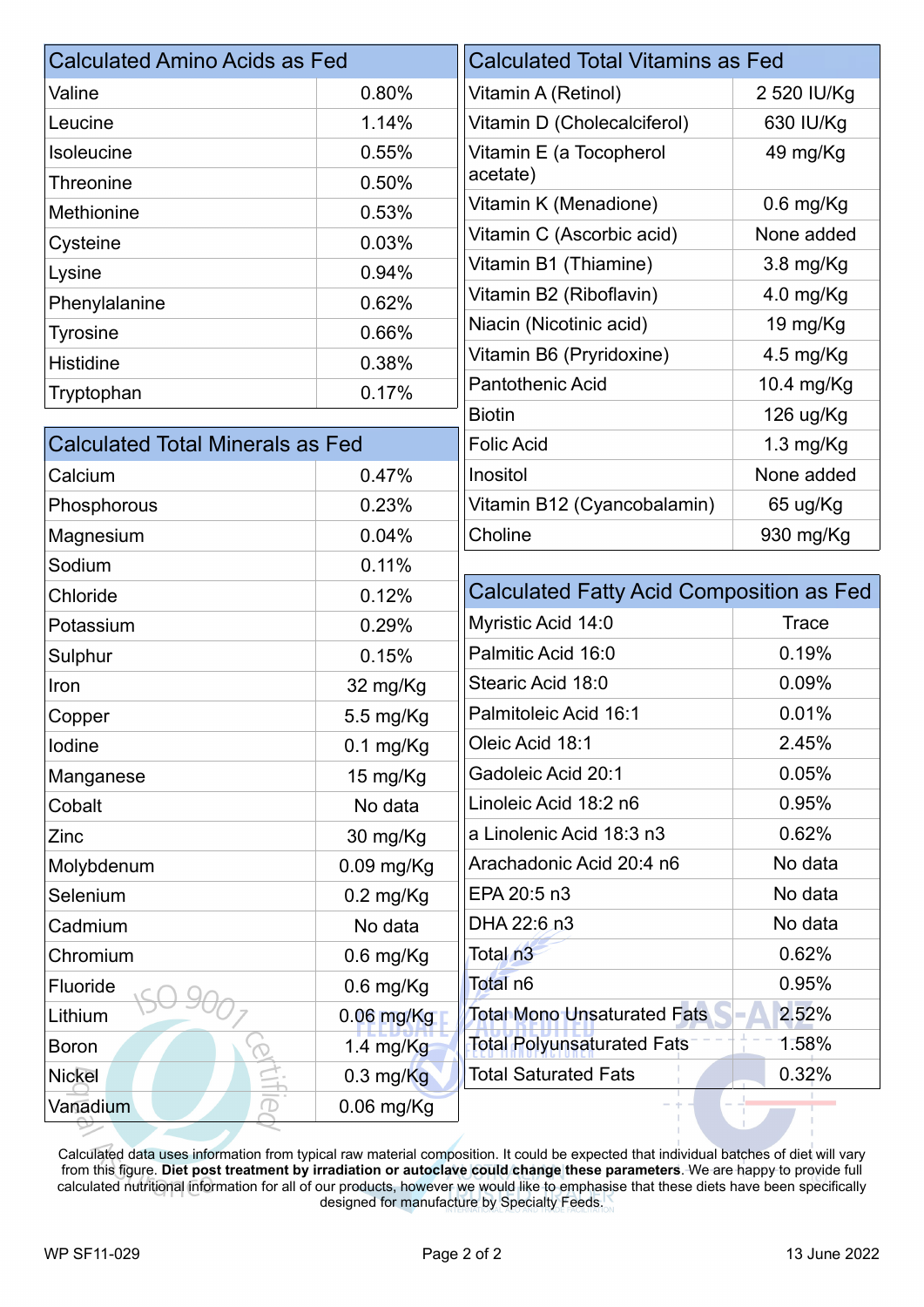| Calculated Amino Acids as Fed | |
|---|---|
| Valine | 0.80% |
| Leucine | 1.14% |
| Isoleucine | 0.55% |
| Threonine | 0.50% |
| Methionine | 0.53% |
| Cysteine | 0.03% |
| Lysine | 0.94% |
| Phenylalanine | 0.62% |
| Tyrosine | 0.66% |
| Histidine | 0.38% |
| Tryptophan | 0.17% |

| Calculated Total Minerals as Fed | |
|---|---|
| Calcium | 0.47% |
| Phosphorous | 0.23% |
| Magnesium | 0.04% |
| Sodium | 0.11% |
| Chloride | 0.12% |
| Potassium | 0.29% |
| Sulphur | 0.15% |
| Iron | 32 mg/Kg |
| Copper | 5.5 mg/Kg |
| Iodine | 0.1 mg/Kg |
| Manganese | 15 mg/Kg |
| Cobalt | No data |
| Zinc | 30 mg/Kg |
| Molybdenum | 0.09 mg/Kg |
| Selenium | 0.2 mg/Kg |
| Cadmium | No data |
| Chromium | 0.6 mg/Kg |
| Fluoride | 0.6 mg/Kg |
| Lithium | 0.06 mg/Kg |
| Boron | 1.4 mg/Kg |
| Nickel | 0.3 mg/Kg |
| Vanadium | 0.06 mg/Kg |

| Calculated Total Vitamins as Fed | |
|---|---|
| Vitamin A (Retinol) | 2 520 IU/Kg |
| Vitamin D (Cholecalciferol) | 630 IU/Kg |
| Vitamin E (a Tocopherol acetate) | 49 mg/Kg |
| Vitamin K (Menadione) | 0.6 mg/Kg |
| Vitamin C (Ascorbic acid) | None added |
| Vitamin B1 (Thiamine) | 3.8 mg/Kg |
| Vitamin B2 (Riboflavin) | 4.0 mg/Kg |
| Niacin (Nicotinic acid) | 19 mg/Kg |
| Vitamin B6 (Pryridoxine) | 4.5 mg/Kg |
| Pantothenic Acid | 10.4 mg/Kg |
| Biotin | 126 ug/Kg |
| Folic Acid | 1.3 mg/Kg |
| Inositol | None added |
| Vitamin B12 (Cyancobalamin) | 65 ug/Kg |
| Choline | 930 mg/Kg |

| Calculated Fatty Acid Composition as Fed | |
|---|---|
| Myristic Acid 14:0 | Trace |
| Palmitic Acid 16:0 | 0.19% |
| Stearic Acid 18:0 | 0.09% |
| Palmitoleic Acid 16:1 | 0.01% |
| Oleic Acid 18:1 | 2.45% |
| Gadoleic Acid 20:1 | 0.05% |
| Linoleic Acid 18:2 n6 | 0.95% |
| a Linolenic Acid 18:3 n3 | 0.62% |
| Arachadonic Acid 20:4 n6 | No data |
| EPA 20:5 n3 | No data |
| DHA 22:6 n3 | No data |
| Total n3 | 0.62% |
| Total n6 | 0.95% |
| Total Mono Unsaturated Fats | 2.52% |
| Total Polyunsaturated Fats | 1.58% |
| Total Saturated Fats | 0.32% |

Calculated data uses information from typical raw material composition. It could be expected that individual batches of diet will vary from this figure. **Diet post treatment by irradiation or autoclave could change these parameters**. We are happy to provide full calculated nutritional information for all of our products, however we would like to emphasise that these diets have been specifically designed for manufacture by Specialty Feeds.

WP SF11-029 13 June 2022